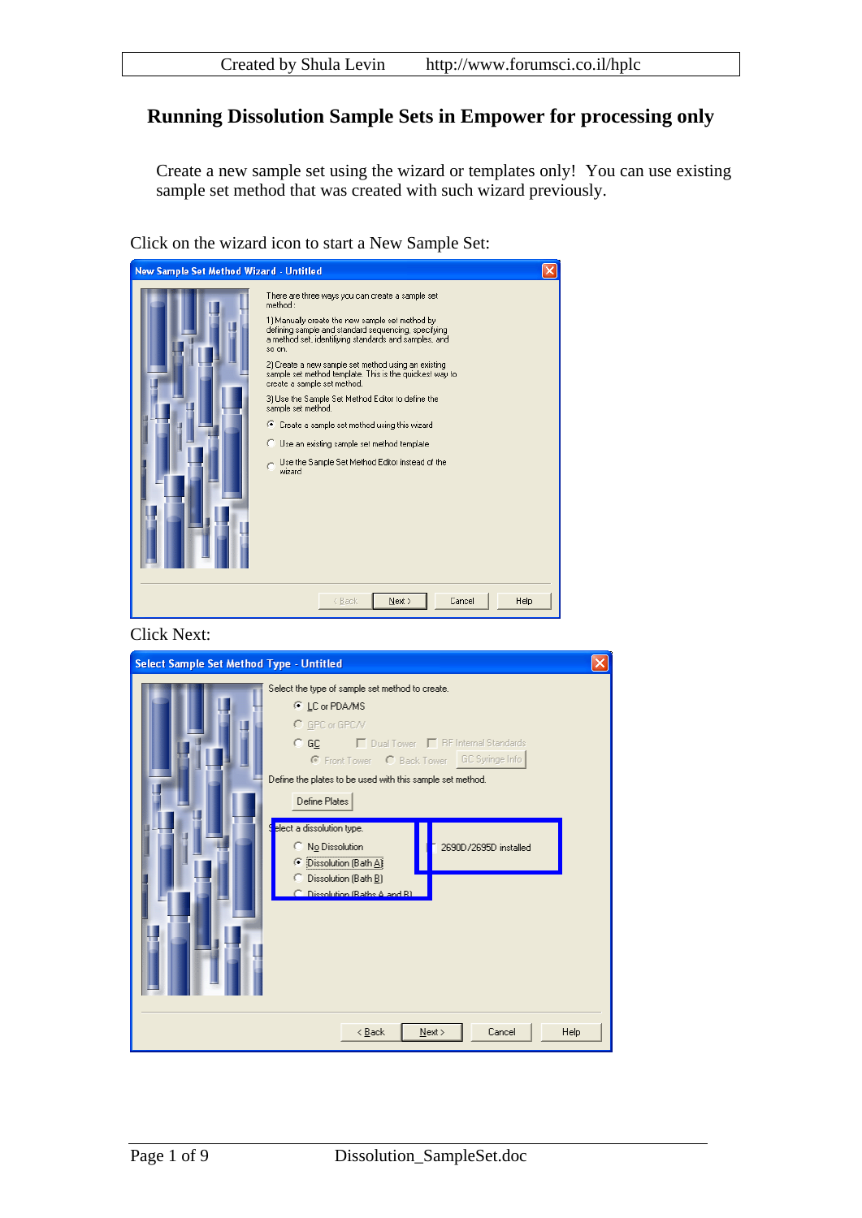# Running Dissolution Sample Sets in Empower for processing only

Create a new sample set using the wizard or templates only! You can use existing sample set method that was created with such wizard previously.

Click on the wizard icon to start a New Sample Set:

Click Next: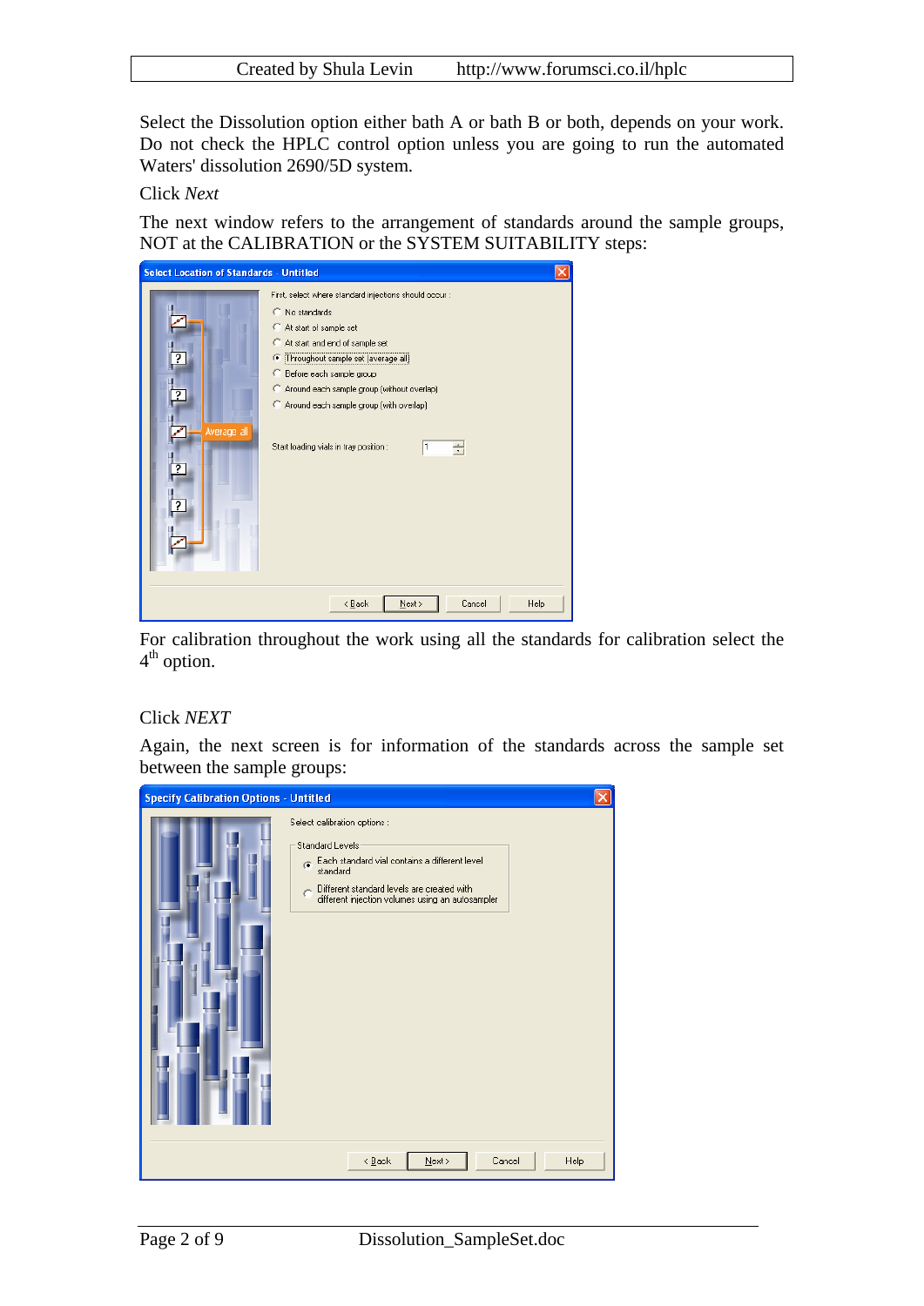Select the Dissolution option either bath A or bath B or both, depends on your work. Do not check the HPLC control option unless you are going to run the automated Waters' dissolution 2690/5D system.

Click *Next*

The next window refers to the arrangement of standards around the sample groups, NOT at the CALIBRATION or the SYSTEM SUITABILITY steps:

For calibration throughout the work using all the standards for calibration select the 4th option.

Click *NEXT*

Again, the next screen is for information of the standards across the sample set between the sample groups: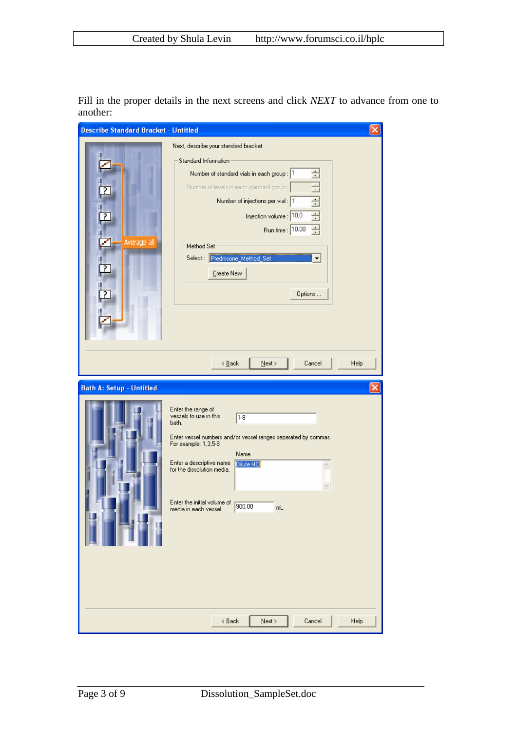Fill in the proper details in the next screens and click *NEXT* to advance from one to another:

**Describe Standard Bracket - Untitled**

Next, describe your standard bracket.

Standard Information

- Number of standard vials in each group : 1
- Number of levels in each standard group :
- Number of injections per vial : 1
- Injection volume : 10.0
- Run time : 10.00

Method Set

Select : Prednisone_Method_Set

Create New

Options ...

Average all

< Back | Next > | Cancel | Help

**Bath A: Setup - Untitled**

Enter the range of vessels to use in this bath. 1-8

Enter vessel numbers and/or vessel ranges separated by commas. For example: 1,3,5-8

Name

Enter a descriptive name for the dissolution media. Dilute HCl

Enter the initial volume of media in each vessel. 900.00 mL

< Back | Next > | Cancel | Help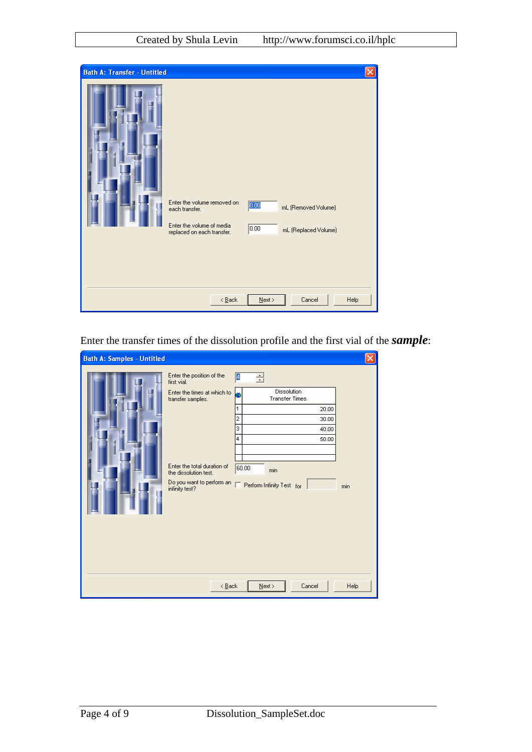**Bath A: Transfer - Untitled**

Enter the volume removed on each transfer. 0.00 mL (Removed Volume)

Enter the volume of media replaced on each transfer. 0.00 mL (Replaced Volume)

< Back | Next > | Cancel | Help

Enter the transfer times of the dissolution profile and the first vial of the ***sample***:

**Bath A: Samples - Untitled**

Enter the position of the first vial. 4

Enter the times at which to transfer samples.

| | Dissolution Transfer Times |
|---|---|
| 1 | 20.00 |
| 2 | 30.00 |
| 3 | 40.00 |
| 4 | 50.00 |
| | |

Enter the total duration of the dissolution test. 60.00 min

Do you want to perform an infinity test? Perform Infinity Test for min

< Back | Next > | Cancel | Help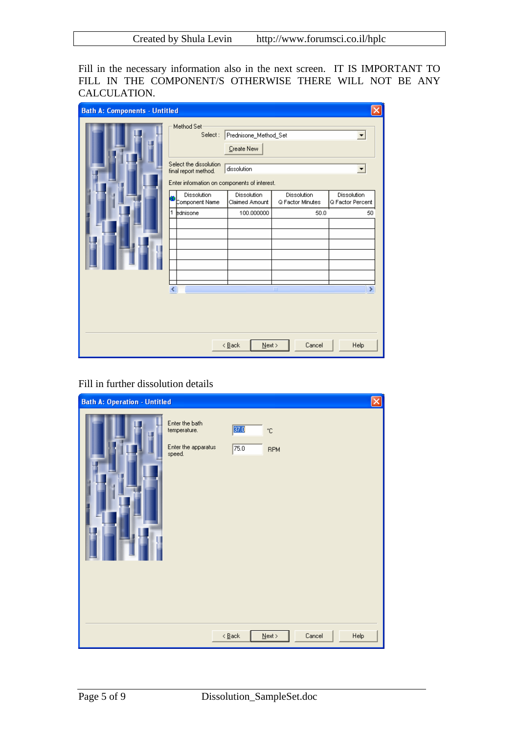Fill in the necessary information also in the next screen. IT IS IMPORTANT TO FILL IN THE COMPONENT/S OTHERWISE THERE WILL NOT BE ANY CALCULATION.

**Bath A: Components - Untitled**

Method Set

Select : Prednisone_Method_Set

Create New

Select the dissolution final report method. dissolution

Enter information on components of interest.

| | Dissolution Component Name | Dissolution Claimed Amount | Dissolution Q Factor Minutes | Dissolution Q Factor Percent |
|---|---|---|---|---|
| 1 | ednisone | 100.000000 | 50.0 | 50 |

< Back | Next > | Cancel | Help

Fill in further dissolution details

**Bath A: Operation - Untitled**

Enter the bath temperature. 37.0 °C

Enter the apparatus speed. 75.0 RPM

< Back | Next > | Cancel | Help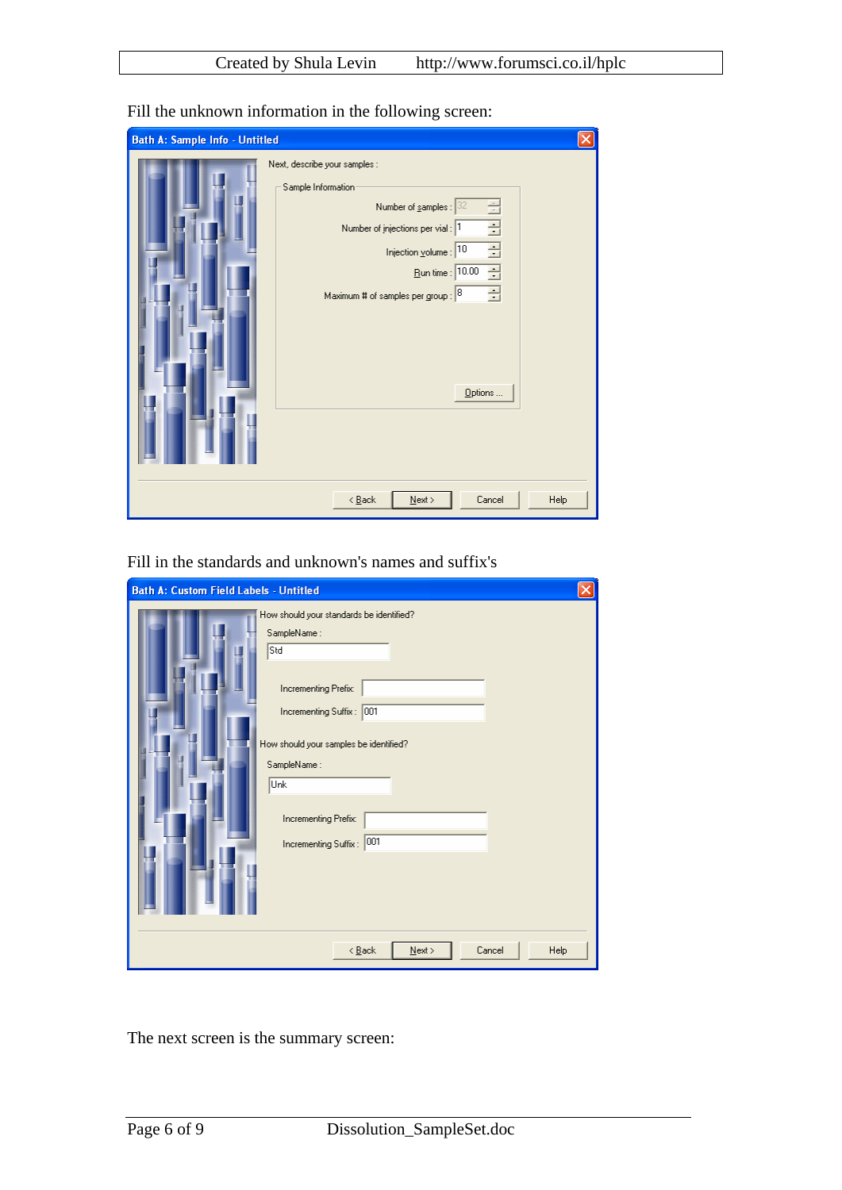Fill the unknown information in the following screen:

**Bath A: Sample Info - Untitled**

Next, describe your samples :

Sample Information

Number of samples : 32

Number of injections per vial : 1

Injection volume : 10

Run time : 10.00

Maximum # of samples per group : 8

Options ...

< Back | Next > | Cancel | Help

Fill in the standards and unknown's names and suffix's

**Bath A: Custom Field Labels - Untitled**

How should your standards be identified?

SampleName : Std

Incrementing Prefix:

Incrementing Suffix : 001

How should your samples be identified?

SampleName : Unk

Incrementing Prefix:

Incrementing Suffix : 001

< Back | Next > | Cancel | Help

The next screen is the summary screen: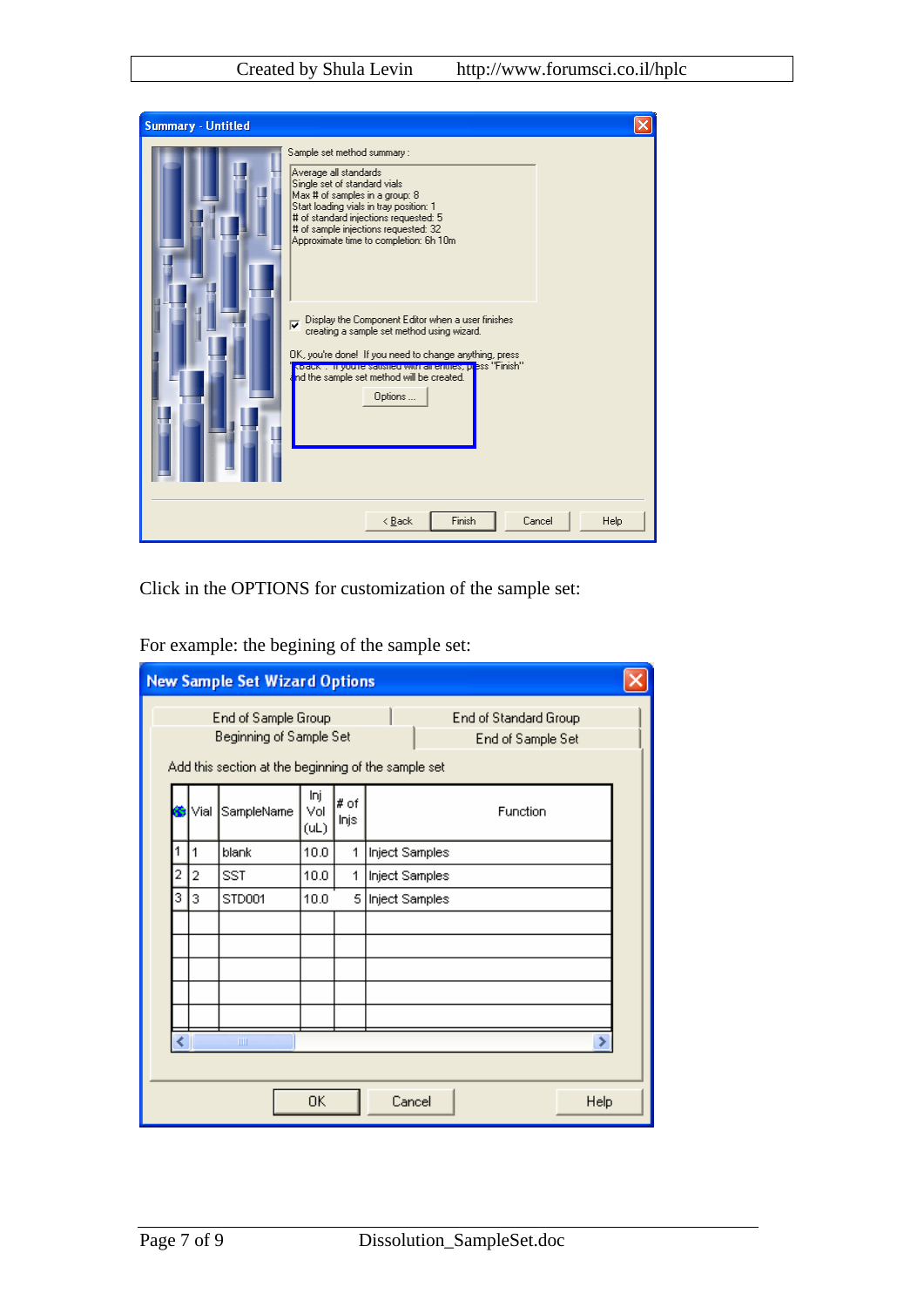**Summary - Untitled**

Sample set method summary :

Average all standards
Single set of standard vials
Max # of samples in a group: 8
Start loading vials in tray position: 1
# of standard injections requested: 5
# of sample injections requested: 32
Approximate time to completion: 6h 10m

☑ Display the Component Editor when a user finishes creating a sample set method using wizard.

OK, you're done! If you need to change anything, press "Back". If you're satisfied with all entries, press "Finish" and the sample set method will be created.

Options ...

< Back | Finish | Cancel | Help

Click in the OPTIONS for customization of the sample set:

For example: the begining of the sample set:

**New Sample Set Wizard Options**

End of Sample Group | End of Standard Group | Beginning of Sample Set | End of Sample Set

Add this section at the beginning of the sample set

| | Vial | SampleName | Inj Vol (uL) | # of Injs | Function |
|---|---|---|---|---|---|
| 1 | 1 | blank | 10.0 | 1 | Inject Samples |
| 2 | 2 | SST | 10.0 | 1 | Inject Samples |
| 3 | 3 | STD001 | 10.0 | 5 | Inject Samples |

OK | Cancel | Help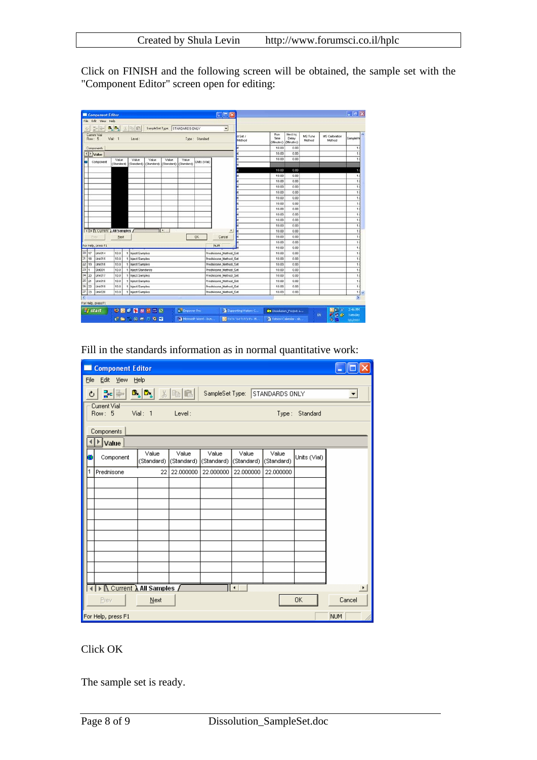Click on FINISH and the following screen will be obtained, the sample set with the "Component Editor" screen open for editing:

Fill in the standards information as in normal quantitative work:

Click OK

The sample set is ready.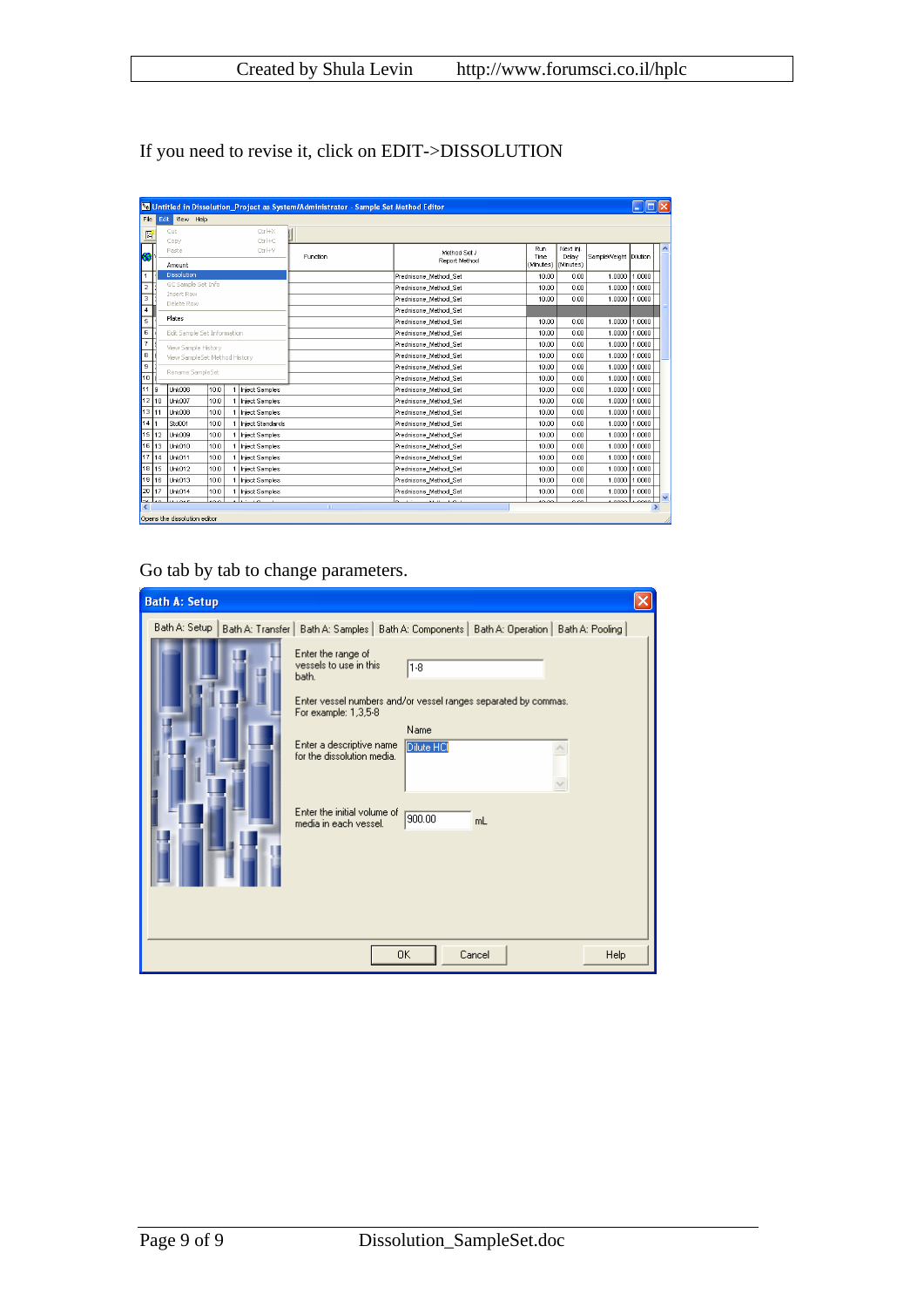If you need to revise it, click on EDIT->DISSOLUTION

Go tab by tab to change parameters.